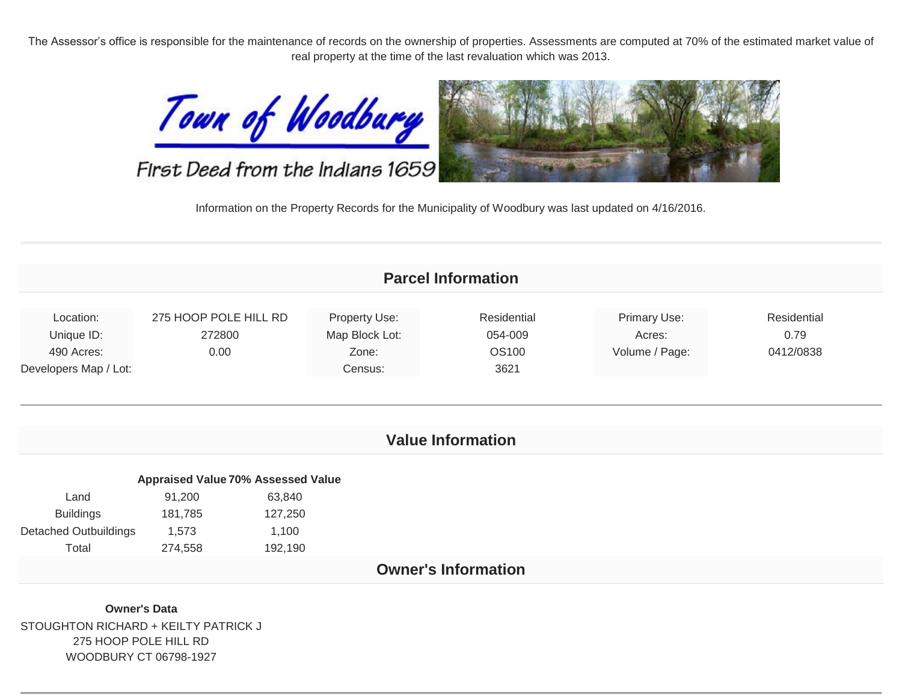The Assessor's office is responsible for the maintenance of records on the ownership of properties. Assessments are computed at 70% of the estimated market value of real property at the time of the last revaluation which was 2013.

Town of Woodbury

First Deed from the Indians 1659

Information on the Property Records for the Municipality of Woodbury was last updated on 4/16/2016.

## Parcel Information

| | | | | | |
|---|---|---|---|---|---|
| Location: | 275 HOOP POLE HILL RD | Property Use: | Residential | Primary Use: | Residential |
| Unique ID: | 272800 | Map Block Lot: | 054-009 | Acres: | 0.79 |
| 490 Acres: | 0.00 | Zone: | OS100 | Volume / Page: | 0412/0838 |
| Developers Map / Lot: | | Census: | 3621 | | |

## Value Information

| | Appraised Value | 70% Assessed Value |
|---|---|---|
| Land | 91,200 | 63,840 |
| Buildings | 181,785 | 127,250 |
| Detached Outbuildings | 1,573 | 1,100 |
| Total | 274,558 | 192,190 |

## Owner's Information

**Owner's Data**

STOUGHTON RICHARD + KEILTY PATRICK J
275 HOOP POLE HILL RD
WOODBURY CT 06798-1927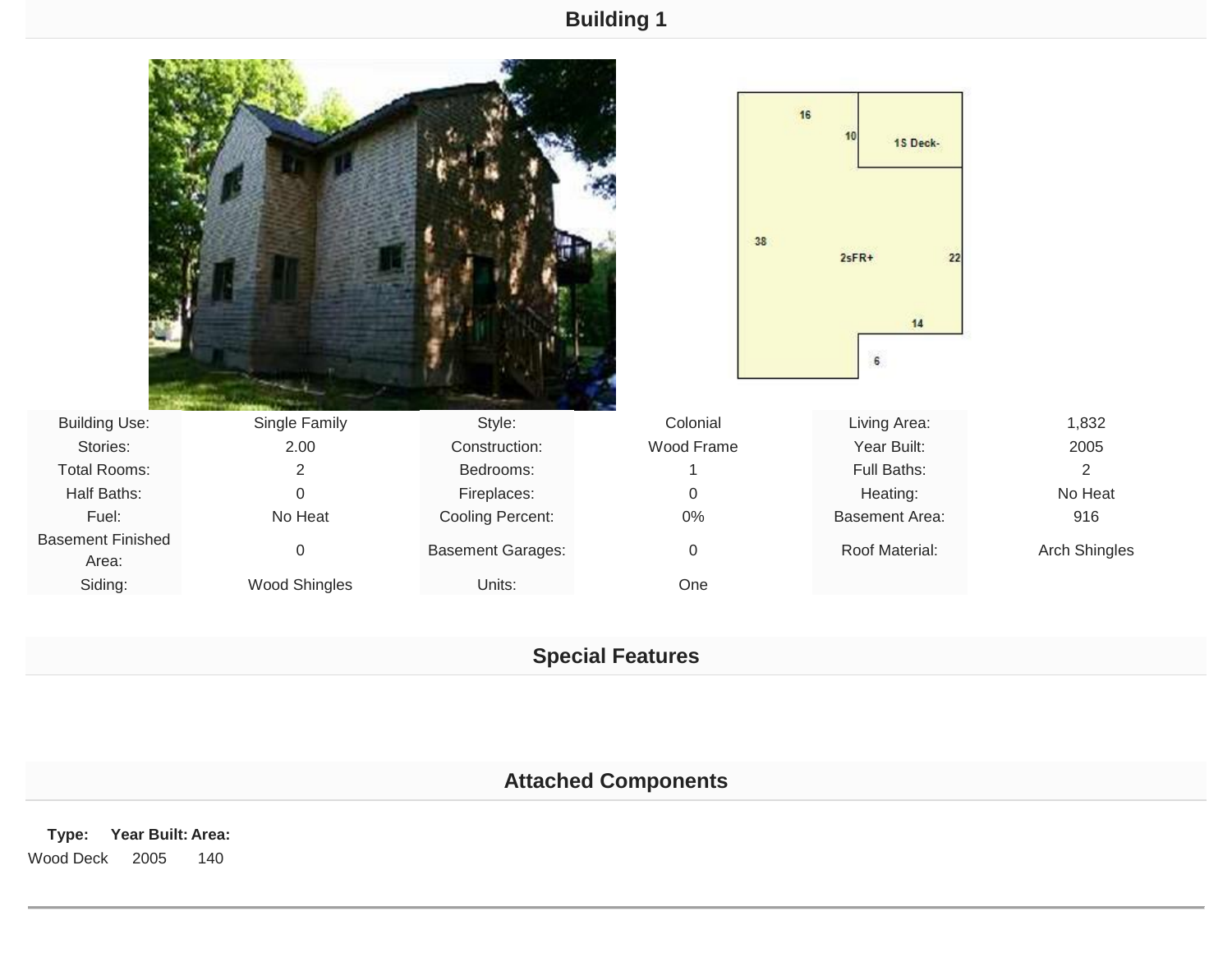# Building 1

| | | | | | |
|---|---|---|---|---|---|
| Building Use: | Single Family | Style: | Colonial | Living Area: | 1,832 |
| Stories: | 2.00 | Construction: | Wood Frame | Year Built: | 2005 |
| Total Rooms: | 2 | Bedrooms: | 1 | Full Baths: | 2 |
| Half Baths: | 0 | Fireplaces: | 0 | Heating: | No Heat |
| Fuel: | No Heat | Cooling Percent: | 0% | Basement Area: | 916 |
| Basement Finished Area: | 0 | Basement Garages: | 0 | Roof Material: | Arch Shingles |
| Siding: | Wood Shingles | Units: | One | | |

## Special Features

## Attached Components

| Type: | Year Built: | Area: |
|---|---|---|
| Wood Deck | 2005 | 140 |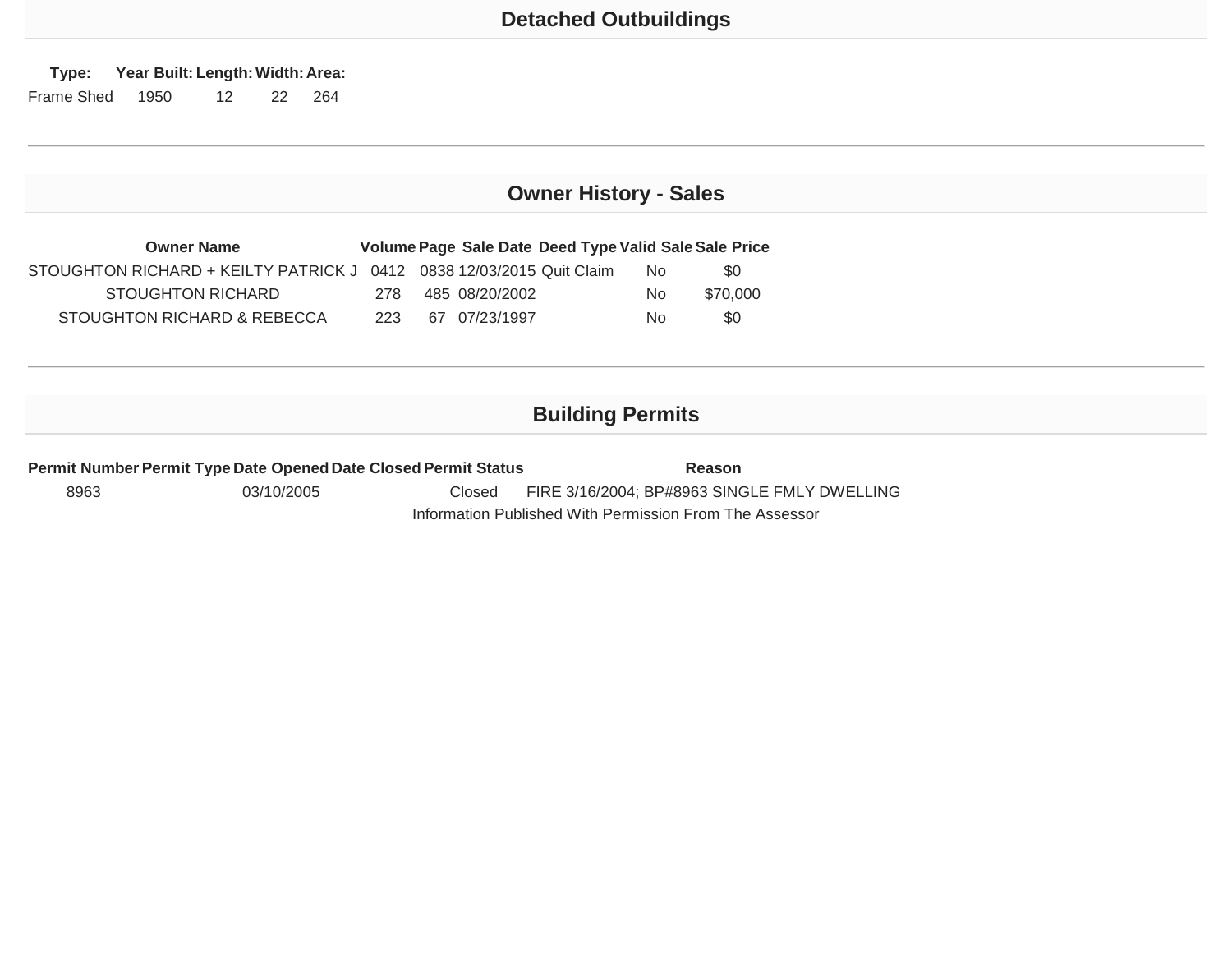## Detached Outbuildings

| Type: | Year Built: | Length: | Width: | Area: |
|---|---|---|---|---|
| Frame Shed | 1950 | 12 | 22 | 264 |

## Owner History - Sales

| Owner Name | Volume | Page | Sale Date | Deed Type | Valid Sale | Sale Price |
|---|---|---|---|---|---|---|
| STOUGHTON RICHARD + KEILTY PATRICK J | 0412 | 0838 | 12/03/2015 | Quit Claim | No | $0 |
| STOUGHTON RICHARD | 278 | 485 | 08/20/2002 | | No | $70,000 |
| STOUGHTON RICHARD & REBECCA | 223 | 67 | 07/23/1997 | | No | $0 |

## Building Permits

| Permit Number | Permit Type | Date Opened | Date Closed | Permit Status | Reason |
|---|---|---|---|---|---|
| 8963 | | 03/10/2005 | | Closed | FIRE 3/16/2004; BP#8963 SINGLE FMLY DWELLING |

Information Published With Permission From The Assessor